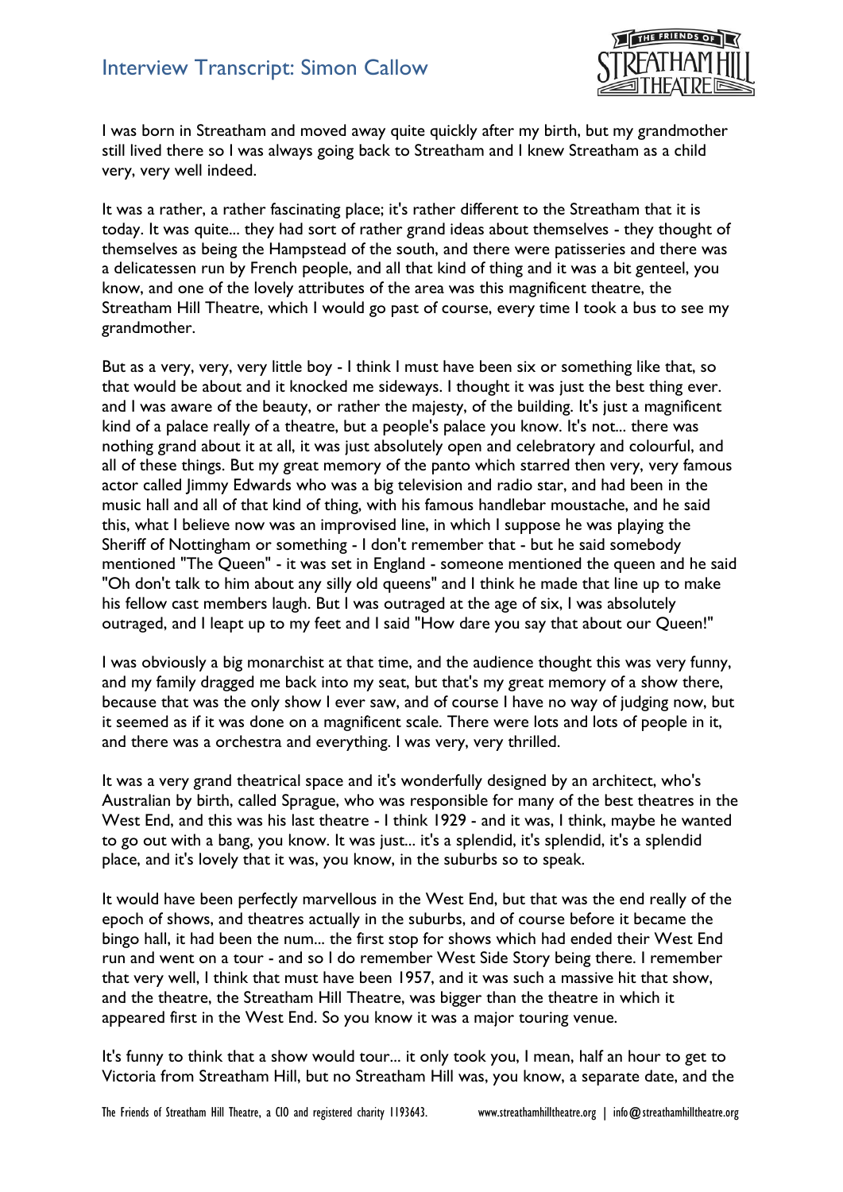# Interview Transcript: Simon Callow

I was born in Streatham and moved away quite quickly after my birth, but my grandmother still lived there so I was always going back to Streatham and I knew Streatham as a child very, very well indeed.

It was a rather, a rather fascinating place; it's rather different to the Streatham that it is today. It was quite... they had sort of rather grand ideas about themselves - they thought of themselves as being the Hampstead of the south, and there were patisseries and there was a delicatessen run by French people, and all that kind of thing and it was a bit genteel, you know, and one of the lovely attributes of the area was this magnificent theatre, the Streatham Hill Theatre, which I would go past of course, every time I took a bus to see my grandmother.

But as a very, very, very little boy - I think I must have been six or something like that, so that would be about and it knocked me sideways. I thought it was just the best thing ever. and I was aware of the beauty, or rather the majesty, of the building. It's just a magnificent kind of a palace really of a theatre, but a people's palace you know. It's not... there was nothing grand about it at all, it was just absolutely open and celebratory and colourful, and all of these things. But my great memory of the panto which starred then very, very famous actor called Jimmy Edwards who was a big television and radio star, and had been in the music hall and all of that kind of thing, with his famous handlebar moustache, and he said this, what I believe now was an improvised line, in which I suppose he was playing the Sheriff of Nottingham or something - I don't remember that - but he said somebody mentioned "The Queen" - it was set in England - someone mentioned the queen and he said "Oh don't talk to him about any silly old queens" and I think he made that line up to make his fellow cast members laugh. But I was outraged at the age of six, I was absolutely outraged, and I leapt up to my feet and I said "How dare you say that about our Queen!"

I was obviously a big monarchist at that time, and the audience thought this was very funny, and my family dragged me back into my seat, but that's my great memory of a show there, because that was the only show I ever saw, and of course I have no way of judging now, but it seemed as if it was done on a magnificent scale. There were lots and lots of people in it, and there was a orchestra and everything. I was very, very thrilled.

It was a very grand theatrical space and it's wonderfully designed by an architect, who's Australian by birth, called Sprague, who was responsible for many of the best theatres in the West End, and this was his last theatre - I think 1929 - and it was, I think, maybe he wanted to go out with a bang, you know. It was just... it's a splendid, it's splendid, it's a splendid place, and it's lovely that it was, you know, in the suburbs so to speak.

It would have been perfectly marvellous in the West End, but that was the end really of the epoch of shows, and theatres actually in the suburbs, and of course before it became the bingo hall, it had been the num... the first stop for shows which had ended their West End run and went on a tour - and so I do remember West Side Story being there. I remember that very well, I think that must have been 1957, and it was such a massive hit that show, and the theatre, the Streatham Hill Theatre, was bigger than the theatre in which it appeared first in the West End. So you know it was a major touring venue.

It's funny to think that a show would tour... it only took you, I mean, half an hour to get to Victoria from Streatham Hill, but no Streatham Hill was, you know, a separate date, and the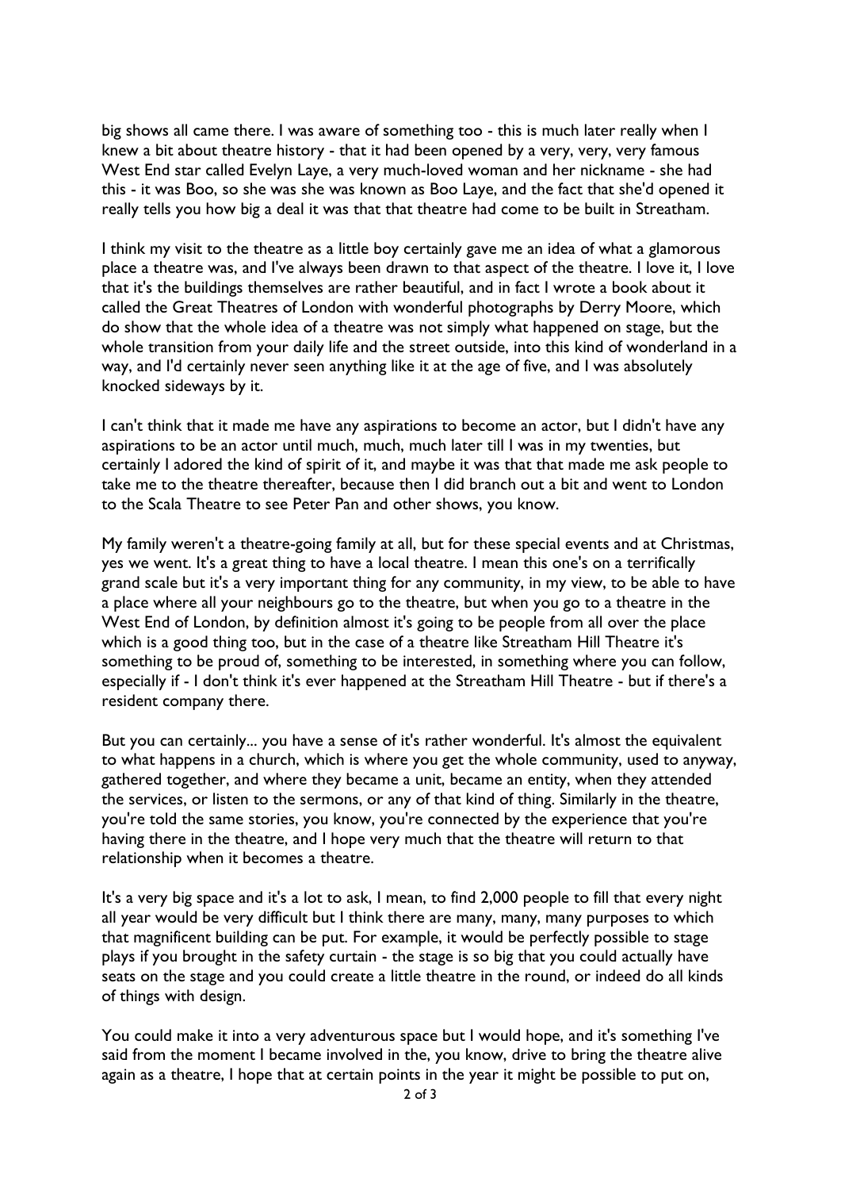big shows all came there. I was aware of something too - this is much later really when I knew a bit about theatre history - that it had been opened by a very, very, very famous West End star called Evelyn Laye, a very much-loved woman and her nickname - she had this - it was Boo, so she was she was known as Boo Laye, and the fact that she'd opened it really tells you how big a deal it was that that theatre had come to be built in Streatham.

I think my visit to the theatre as a little boy certainly gave me an idea of what a glamorous place a theatre was, and I've always been drawn to that aspect of the theatre. I love it, I love that it's the buildings themselves are rather beautiful, and in fact I wrote a book about it called the Great Theatres of London with wonderful photographs by Derry Moore, which do show that the whole idea of a theatre was not simply what happened on stage, but the whole transition from your daily life and the street outside, into this kind of wonderland in a way, and I'd certainly never seen anything like it at the age of five, and I was absolutely knocked sideways by it.

I can't think that it made me have any aspirations to become an actor, but I didn't have any aspirations to be an actor until much, much, much later till I was in my twenties, but certainly I adored the kind of spirit of it, and maybe it was that that made me ask people to take me to the theatre thereafter, because then I did branch out a bit and went to London to the Scala Theatre to see Peter Pan and other shows, you know.

My family weren't a theatre-going family at all, but for these special events and at Christmas, yes we went. It's a great thing to have a local theatre. I mean this one's on a terrifically grand scale but it's a very important thing for any community, in my view, to be able to have a place where all your neighbours go to the theatre, but when you go to a theatre in the West End of London, by definition almost it's going to be people from all over the place which is a good thing too, but in the case of a theatre like Streatham Hill Theatre it's something to be proud of, something to be interested, in something where you can follow, especially if - I don't think it's ever happened at the Streatham Hill Theatre - but if there's a resident company there.

But you can certainly... you have a sense of it's rather wonderful. It's almost the equivalent to what happens in a church, which is where you get the whole community, used to anyway, gathered together, and where they became a unit, became an entity, when they attended the services, or listen to the sermons, or any of that kind of thing. Similarly in the theatre, you're told the same stories, you know, you're connected by the experience that you're having there in the theatre, and I hope very much that the theatre will return to that relationship when it becomes a theatre.

It's a very big space and it's a lot to ask, I mean, to find 2,000 people to fill that every night all year would be very difficult but I think there are many, many, many purposes to which that magnificent building can be put. For example, it would be perfectly possible to stage plays if you brought in the safety curtain - the stage is so big that you could actually have seats on the stage and you could create a little theatre in the round, or indeed do all kinds of things with design.

You could make it into a very adventurous space but I would hope, and it's something I've said from the moment I became involved in the, you know, drive to bring the theatre alive again as a theatre, I hope that at certain points in the year it might be possible to put on,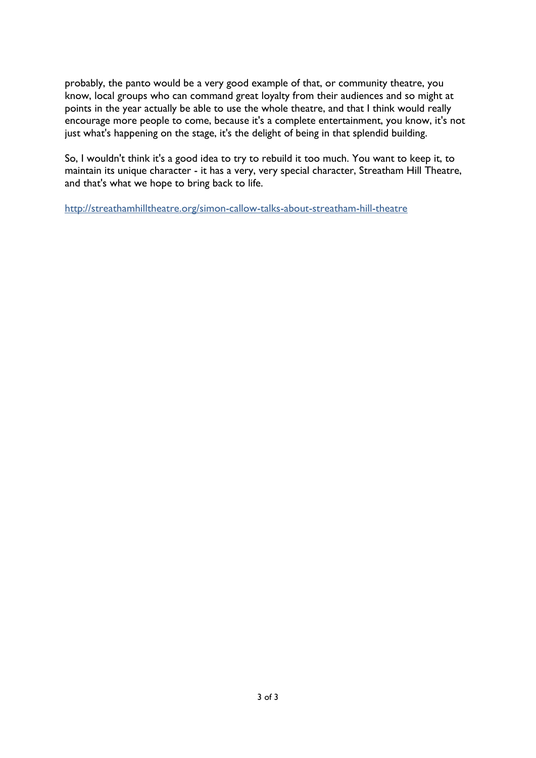probably, the panto would be a very good example of that, or community theatre, you know, local groups who can command great loyalty from their audiences and so might at points in the year actually be able to use the whole theatre, and that I think would really encourage more people to come, because it's a complete entertainment, you know, it's not just what's happening on the stage, it's the delight of being in that splendid building.

So, I wouldn't think it's a good idea to try to rebuild it too much. You want to keep it, to maintain its unique character - it has a very, very special character, Streatham Hill Theatre, and that's what we hope to bring back to life.

http://streathamhilltheatre.org/simon-callow-talks-about-streatham-hill-theatre